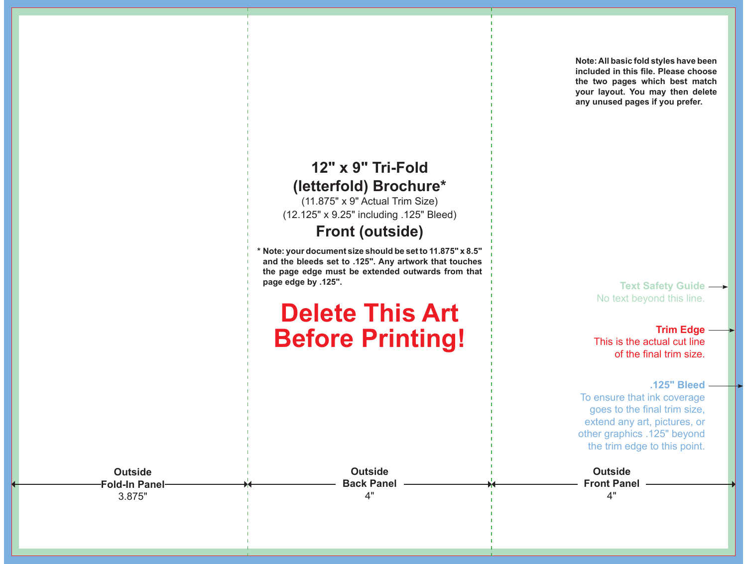Note: All basic fold styles have been included in this file. Please choose the two pages which best match your layout. You may then delete any unused pages if you prefer.

# 12" x 9" Tri-Fold (letterfold) Brochure*

(11.875" x 9" Actual Trim Size)

(12.125" x 9.25" including .125" Bleed)

## Front (outside)

**\* Note: your document size should be set to 11.875" x 8.5" and the bleeds set to .125". Any artwork that touches the page edge must be extended outwards from that page edge by .125".**

# Delete This Art Before Printing!

**Text Safety Guide**
No text beyond this line.

**Trim Edge**
This is the actual cut line of the final trim size.

**.125" Bleed**
To ensure that ink coverage goes to the final trim size, extend any art, pictures, or other graphics .125" beyond the trim edge to this point.

**Outside Fold-In Panel**
3.875"

**Outside Back Panel**
4"

**Outside Front Panel**
4"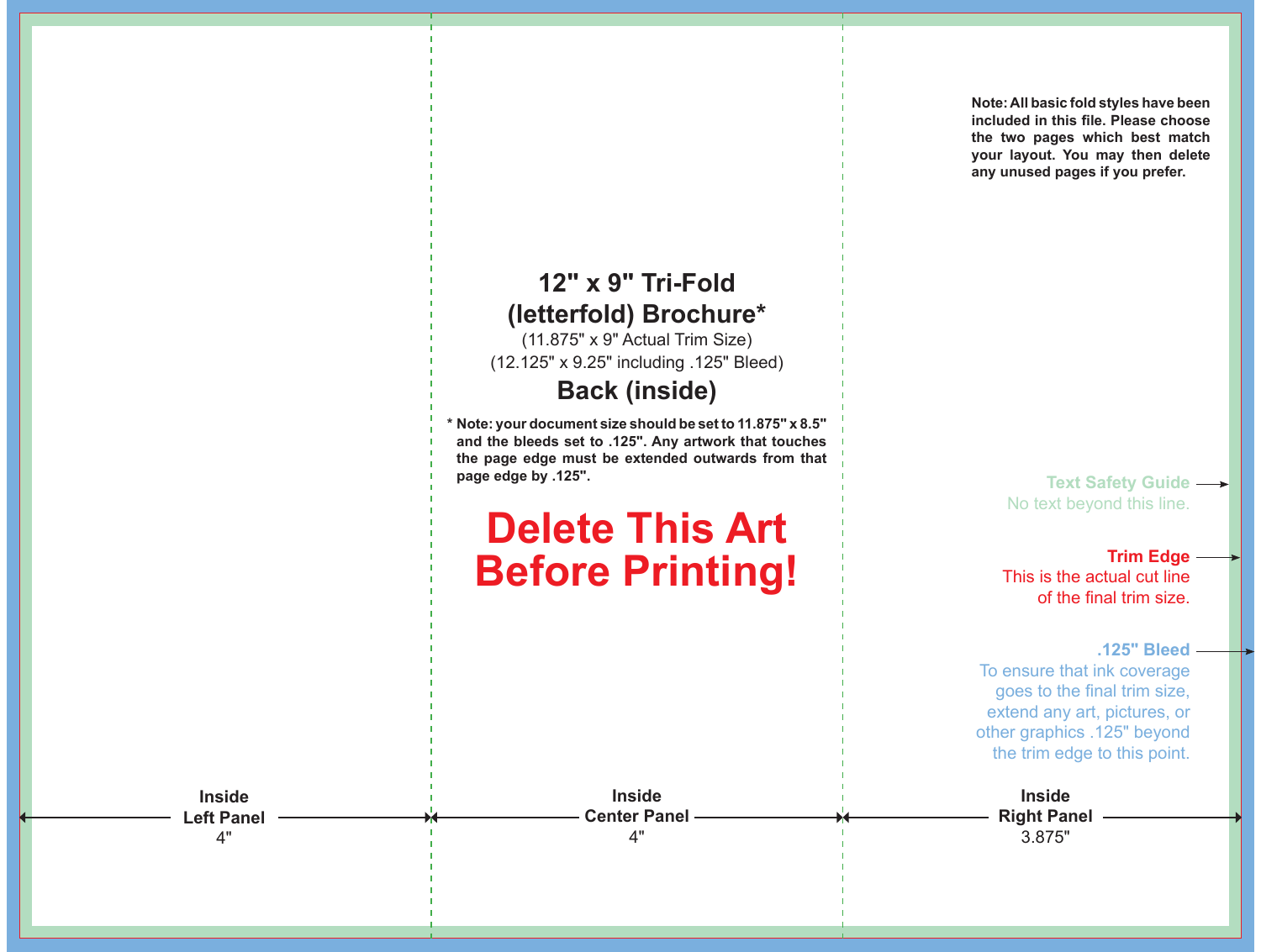Note: All basic fold styles have been included in this file. Please choose the two pages which best match your layout. You may then delete any unused pages if you prefer.

## 12" x 9" Tri-Fold (letterfold) Brochure*

(11.875" x 9" Actual Trim Size)

(12.125" x 9.25" including .125" Bleed)

## Back (inside)

**\* Note: your document size should be set to 11.875" x 8.5" and the bleeds set to .125". Any artwork that touches the page edge must be extended outwards from that page edge by .125".**

# Delete This Art Before Printing!

**Text Safety Guide**
No text beyond this line.

**Trim Edge**
This is the actual cut line of the final trim size.

**.125" Bleed**
To ensure that ink coverage goes to the final trim size, extend any art, pictures, or other graphics .125" beyond the trim edge to this point.

**Inside Left Panel**
4"

**Inside Center Panel**
4"

**Inside Right Panel**
3.875"